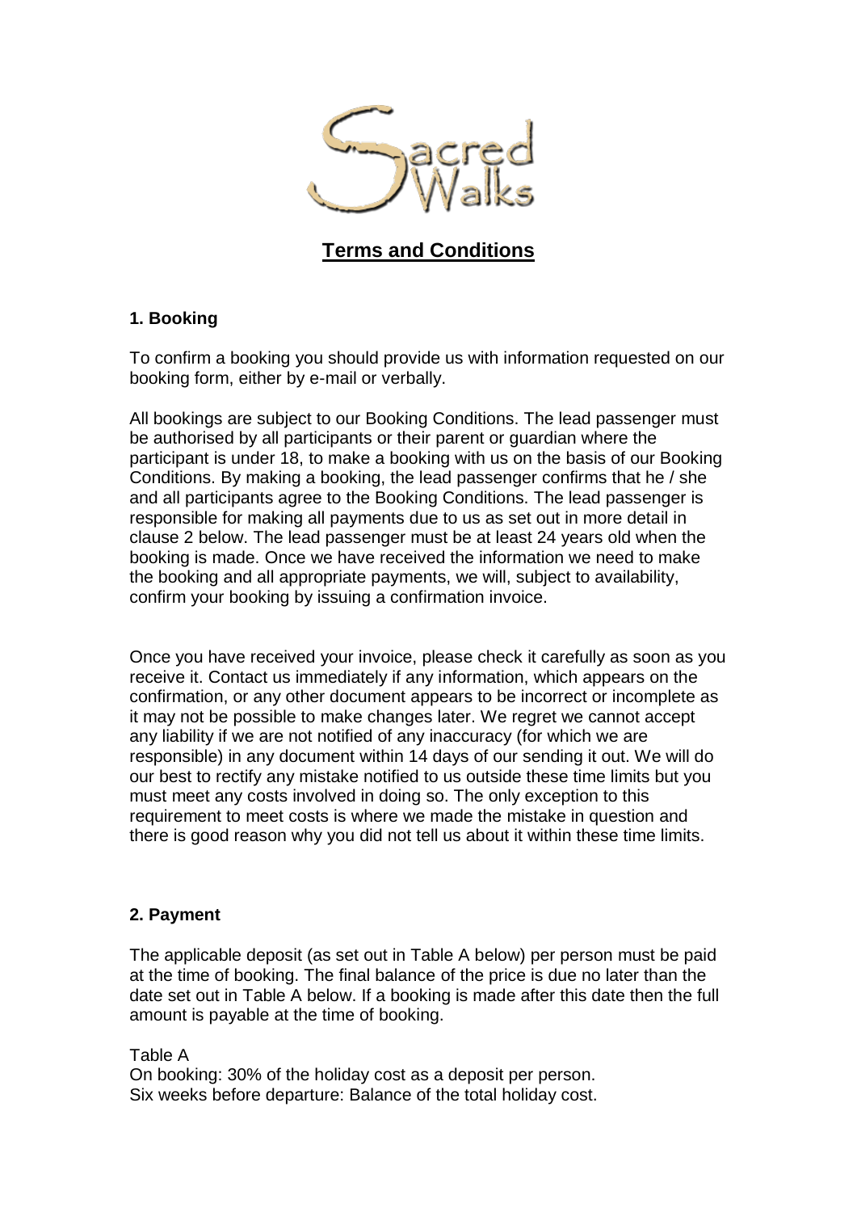# Terms and Conditions

### 1. Booking

To confirm a booking you should provide us with information requested on our booking form, either by e-mail or verbally.

All bookings are subject to our Booking Conditions. The lead passenger must be authorised by all participants or their parent or guardian where the participant is under 18, to make a booking with us on the basis of our Booking Conditions. By making a booking, the lead passenger confirms that he / she and all participants agree to the Booking Conditions. The lead passenger is responsible for making all payments due to us as set out in more detail in clause 2 below. The lead passenger must be at least 24 years old when the booking is made. Once we have received the information we need to make the booking and all appropriate payments, we will, subject to availability, confirm your booking by issuing a confirmation invoice.

Once you have received your invoice, please check it carefully as soon as you receive it. Contact us immediately if any information, which appears on the confirmation, or any other document appears to be incorrect or incomplete as it may not be possible to make changes later. We regret we cannot accept any liability if we are not notified of any inaccuracy (for which we are responsible) in any document within 14 days of our sending it out. We will do our best to rectify any mistake notified to us outside these time limits but you must meet any costs involved in doing so. The only exception to this requirement to meet costs is where we made the mistake in question and there is good reason why you did not tell us about it within these time limits.

### 2. Payment

The applicable deposit (as set out in Table A below) per person must be paid at the time of booking. The final balance of the price is due no later than the date set out in Table A below. If a booking is made after this date then the full amount is payable at the time of booking.

Table A

On booking: 30% of the holiday cost as a deposit per person.

Six weeks before departure: Balance of the total holiday cost.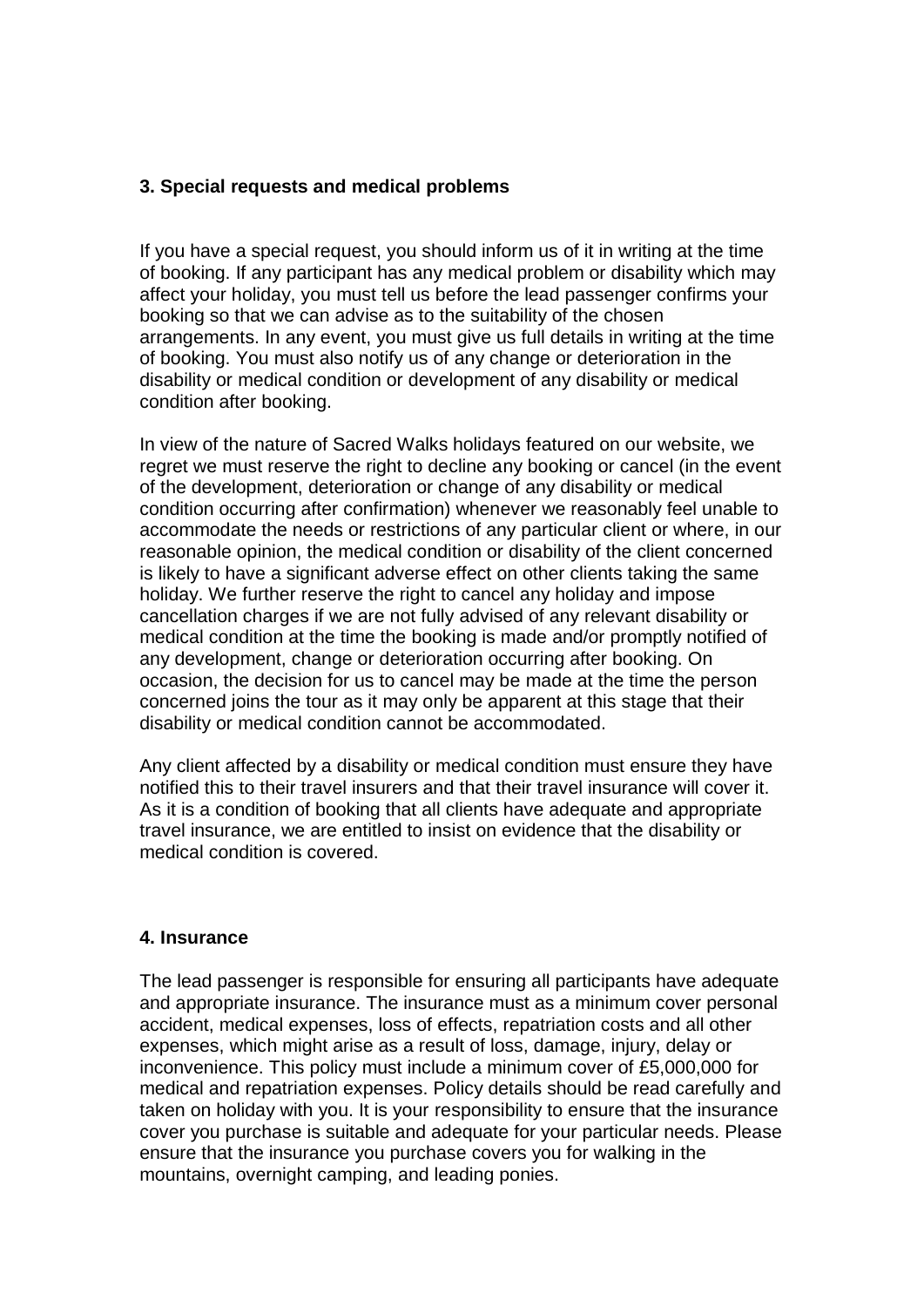### 3. Special requests and medical problems

If you have a special request, you should inform us of it in writing at the time of booking. If any participant has any medical problem or disability which may affect your holiday, you must tell us before the lead passenger confirms your booking so that we can advise as to the suitability of the chosen arrangements. In any event, you must give us full details in writing at the time of booking. You must also notify us of any change or deterioration in the disability or medical condition or development of any disability or medical condition after booking.

In view of the nature of Sacred Walks holidays featured on our website, we regret we must reserve the right to decline any booking or cancel (in the event of the development, deterioration or change of any disability or medical condition occurring after confirmation) whenever we reasonably feel unable to accommodate the needs or restrictions of any particular client or where, in our reasonable opinion, the medical condition or disability of the client concerned is likely to have a significant adverse effect on other clients taking the same holiday. We further reserve the right to cancel any holiday and impose cancellation charges if we are not fully advised of any relevant disability or medical condition at the time the booking is made and/or promptly notified of any development, change or deterioration occurring after booking. On occasion, the decision for us to cancel may be made at the time the person concerned joins the tour as it may only be apparent at this stage that their disability or medical condition cannot be accommodated.

Any client affected by a disability or medical condition must ensure they have notified this to their travel insurers and that their travel insurance will cover it. As it is a condition of booking that all clients have adequate and appropriate travel insurance, we are entitled to insist on evidence that the disability or medical condition is covered.

### 4. Insurance

The lead passenger is responsible for ensuring all participants have adequate and appropriate insurance. The insurance must as a minimum cover personal accident, medical expenses, loss of effects, repatriation costs and all other expenses, which might arise as a result of loss, damage, injury, delay or inconvenience. This policy must include a minimum cover of £5,000,000 for medical and repatriation expenses. Policy details should be read carefully and taken on holiday with you. It is your responsibility to ensure that the insurance cover you purchase is suitable and adequate for your particular needs. Please ensure that the insurance you purchase covers you for walking in the mountains, overnight camping, and leading ponies.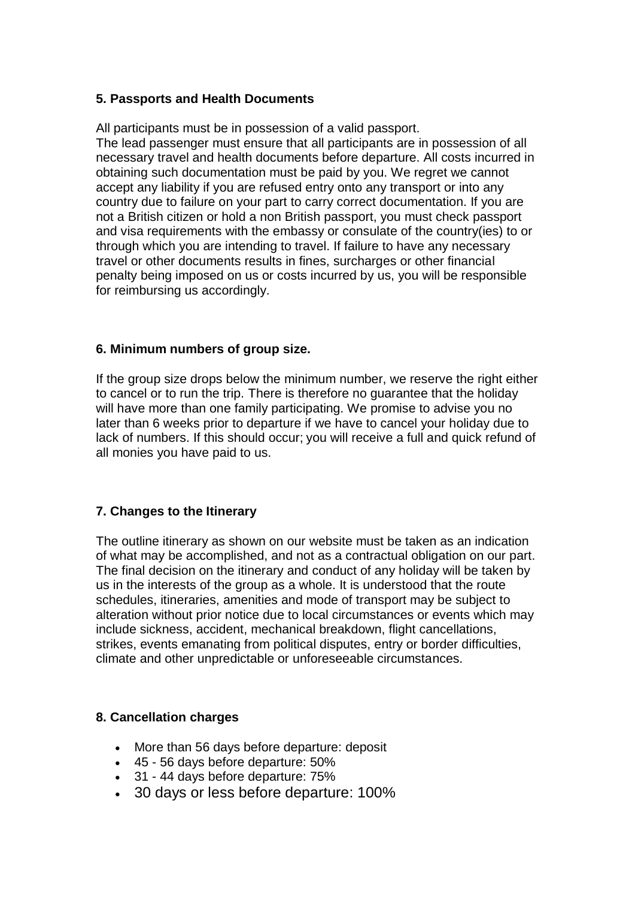### 5. Passports and Health Documents

All participants must be in possession of a valid passport.
The lead passenger must ensure that all participants are in possession of all necessary travel and health documents before departure. All costs incurred in obtaining such documentation must be paid by you. We regret we cannot accept any liability if you are refused entry onto any transport or into any country due to failure on your part to carry correct documentation. If you are not a British citizen or hold a non British passport, you must check passport and visa requirements with the embassy or consulate of the country(ies) to or through which you are intending to travel. If failure to have any necessary travel or other documents results in fines, surcharges or other financial penalty being imposed on us or costs incurred by us, you will be responsible for reimbursing us accordingly.

### 6. Minimum numbers of group size.

If the group size drops below the minimum number, we reserve the right either to cancel or to run the trip. There is therefore no guarantee that the holiday will have more than one family participating. We promise to advise you no later than 6 weeks prior to departure if we have to cancel your holiday due to lack of numbers. If this should occur; you will receive a full and quick refund of all monies you have paid to us.

### 7. Changes to the Itinerary

The outline itinerary as shown on our website must be taken as an indication of what may be accomplished, and not as a contractual obligation on our part. The final decision on the itinerary and conduct of any holiday will be taken by us in the interests of the group as a whole. It is understood that the route schedules, itineraries, amenities and mode of transport may be subject to alteration without prior notice due to local circumstances or events which may include sickness, accident, mechanical breakdown, flight cancellations, strikes, events emanating from political disputes, entry or border difficulties, climate and other unpredictable or unforeseeable circumstances.

### 8. Cancellation charges

- More than 56 days before departure: deposit
- 45 - 56 days before departure: 50%
- 31 - 44 days before departure: 75%
- 30 days or less before departure: 100%